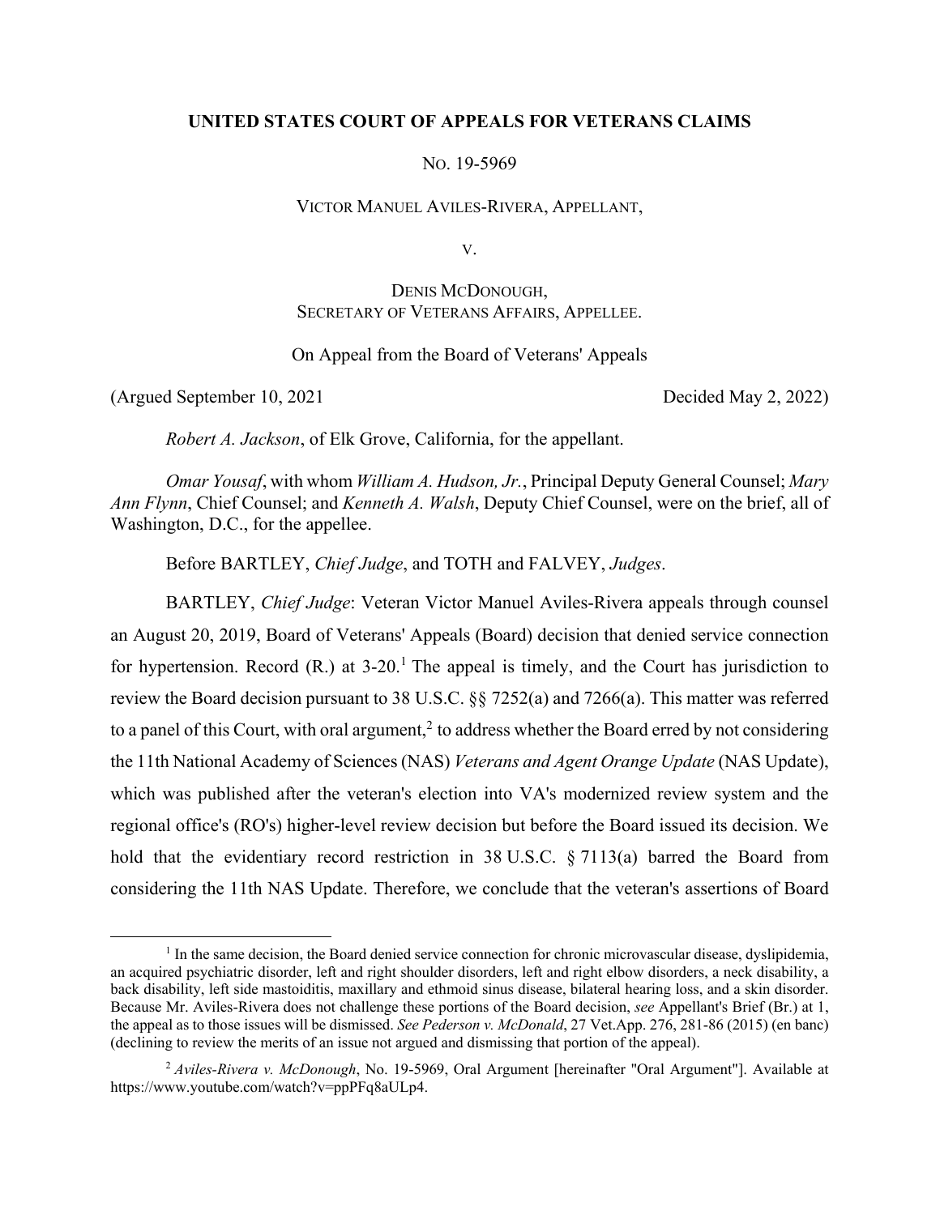**UNITED STATES COURT OF APPEALS FOR VETERANS CLAIMS**

NO. 19-5969

VICTOR MANUEL AVILES-RIVERA, APPELLANT,

V.

DENIS MCDONOUGH,
SECRETARY OF VETERANS AFFAIRS, APPELLEE.

On Appeal from the Board of Veterans' Appeals

(Argued September 10, 2021 Decided May 2, 2022)

*Robert A. Jackson*, of Elk Grove, California, for the appellant.

*Omar Yousaf*, with whom *William A. Hudson, Jr.*, Principal Deputy General Counsel; *Mary Ann Flynn*, Chief Counsel; and *Kenneth A. Walsh*, Deputy Chief Counsel, were on the brief, all of Washington, D.C., for the appellee.

Before BARTLEY, *Chief Judge*, and TOTH and FALVEY, *Judges*.

BARTLEY, *Chief Judge*: Veteran Victor Manuel Aviles-Rivera appeals through counsel an August 20, 2019, Board of Veterans' Appeals (Board) decision that denied service connection for hypertension. Record (R.) at 3-20.[1] The appeal is timely, and the Court has jurisdiction to review the Board decision pursuant to 38 U.S.C. §§ 7252(a) and 7266(a). This matter was referred to a panel of this Court, with oral argument,[2] to address whether the Board erred by not considering the 11th National Academy of Sciences (NAS) *Veterans and Agent Orange Update* (NAS Update), which was published after the veteran's election into VA's modernized review system and the regional office's (RO's) higher-level review decision but before the Board issued its decision. We hold that the evidentiary record restriction in 38 U.S.C. § 7113(a) barred the Board from considering the 11th NAS Update. Therefore, we conclude that the veteran's assertions of Board

[1] In the same decision, the Board denied service connection for chronic microvascular disease, dyslipidemia, an acquired psychiatric disorder, left and right shoulder disorders, left and right elbow disorders, a neck disability, a back disability, left side mastoiditis, maxillary and ethmoid sinus disease, bilateral hearing loss, and a skin disorder. Because Mr. Aviles-Rivera does not challenge these portions of the Board decision, *see* Appellant's Brief (Br.) at 1, the appeal as to those issues will be dismissed. *See Pederson v. McDonald*, 27 Vet.App. 276, 281-86 (2015) (en banc) (declining to review the merits of an issue not argued and dismissing that portion of the appeal).

[2] *Aviles-Rivera v. McDonough*, No. 19-5969, Oral Argument [hereinafter "Oral Argument"]. Available at https://www.youtube.com/watch?v=ppPFq8aULp4.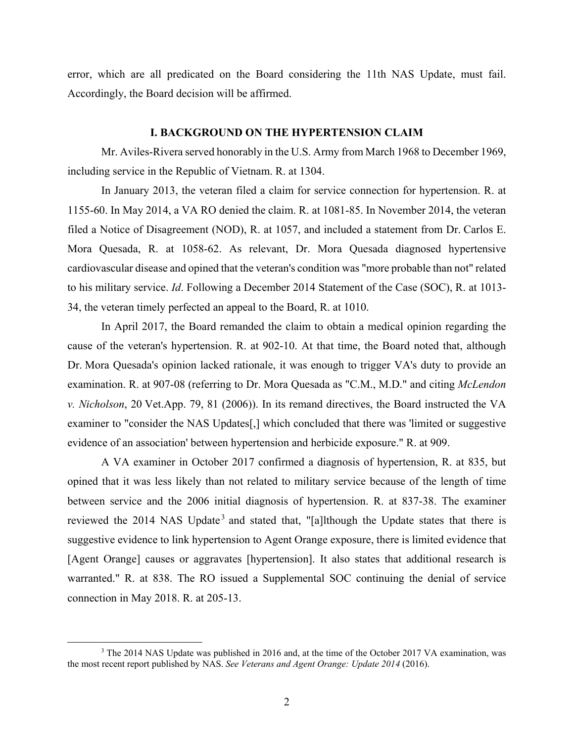error, which are all predicated on the Board considering the 11th NAS Update, must fail. Accordingly, the Board decision will be affirmed.

## I. BACKGROUND ON THE HYPERTENSION CLAIM

Mr. Aviles-Rivera served honorably in the U.S. Army from March 1968 to December 1969, including service in the Republic of Vietnam. R. at 1304.

In January 2013, the veteran filed a claim for service connection for hypertension. R. at 1155-60. In May 2014, a VA RO denied the claim. R. at 1081-85. In November 2014, the veteran filed a Notice of Disagreement (NOD), R. at 1057, and included a statement from Dr. Carlos E. Mora Quesada, R. at 1058-62. As relevant, Dr. Mora Quesada diagnosed hypertensive cardiovascular disease and opined that the veteran's condition was "more probable than not" related to his military service. *Id*. Following a December 2014 Statement of the Case (SOC), R. at 1013-34, the veteran timely perfected an appeal to the Board, R. at 1010.

In April 2017, the Board remanded the claim to obtain a medical opinion regarding the cause of the veteran's hypertension. R. at 902-10. At that time, the Board noted that, although Dr. Mora Quesada's opinion lacked rationale, it was enough to trigger VA's duty to provide an examination. R. at 907-08 (referring to Dr. Mora Quesada as "C.M., M.D." and citing *McLendon v. Nicholson*, 20 Vet.App. 79, 81 (2006)). In its remand directives, the Board instructed the VA examiner to "consider the NAS Updates[,] which concluded that there was 'limited or suggestive evidence of an association' between hypertension and herbicide exposure." R. at 909.

A VA examiner in October 2017 confirmed a diagnosis of hypertension, R. at 835, but opined that it was less likely than not related to military service because of the length of time between service and the 2006 initial diagnosis of hypertension. R. at 837-38. The examiner reviewed the 2014 NAS Update[3] and stated that, "[a]lthough the Update states that there is suggestive evidence to link hypertension to Agent Orange exposure, there is limited evidence that [Agent Orange] causes or aggravates [hypertension]. It also states that additional research is warranted." R. at 838. The RO issued a Supplemental SOC continuing the denial of service connection in May 2018. R. at 205-13.

[3] The 2014 NAS Update was published in 2016 and, at the time of the October 2017 VA examination, was the most recent report published by NAS. *See Veterans and Agent Orange: Update 2014* (2016).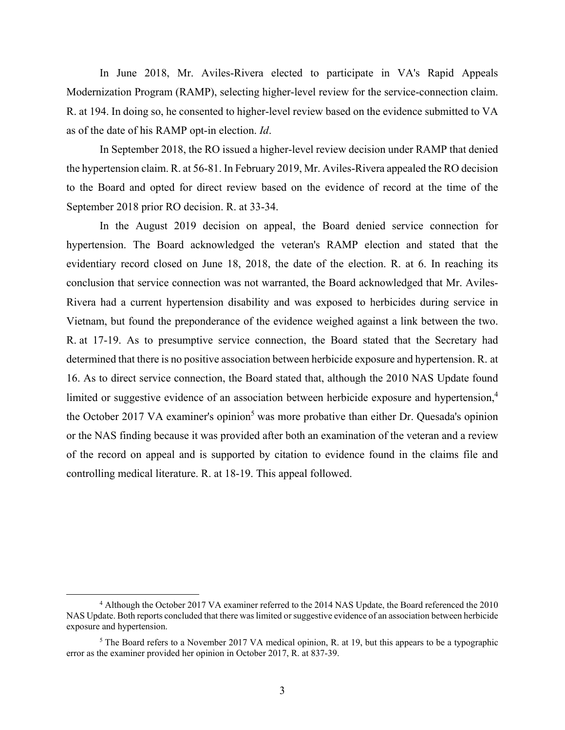In June 2018, Mr. Aviles-Rivera elected to participate in VA's Rapid Appeals Modernization Program (RAMP), selecting higher-level review for the service-connection claim. R. at 194. In doing so, he consented to higher-level review based on the evidence submitted to VA as of the date of his RAMP opt-in election. *Id*.

In September 2018, the RO issued a higher-level review decision under RAMP that denied the hypertension claim. R. at 56-81. In February 2019, Mr. Aviles-Rivera appealed the RO decision to the Board and opted for direct review based on the evidence of record at the time of the September 2018 prior RO decision. R. at 33-34.

In the August 2019 decision on appeal, the Board denied service connection for hypertension. The Board acknowledged the veteran's RAMP election and stated that the evidentiary record closed on June 18, 2018, the date of the election. R. at 6. In reaching its conclusion that service connection was not warranted, the Board acknowledged that Mr. Aviles-Rivera had a current hypertension disability and was exposed to herbicides during service in Vietnam, but found the preponderance of the evidence weighed against a link between the two. R. at 17-19. As to presumptive service connection, the Board stated that the Secretary had determined that there is no positive association between herbicide exposure and hypertension. R. at 16. As to direct service connection, the Board stated that, although the 2010 NAS Update found limited or suggestive evidence of an association between herbicide exposure and hypertension,[4] the October 2017 VA examiner's opinion[5] was more probative than either Dr. Quesada's opinion or the NAS finding because it was provided after both an examination of the veteran and a review of the record on appeal and is supported by citation to evidence found in the claims file and controlling medical literature. R. at 18-19. This appeal followed.

---

[4] Although the October 2017 VA examiner referred to the 2014 NAS Update, the Board referenced the 2010 NAS Update. Both reports concluded that there was limited or suggestive evidence of an association between herbicide exposure and hypertension.

[5] The Board refers to a November 2017 VA medical opinion, R. at 19, but this appears to be a typographic error as the examiner provided her opinion in October 2017, R. at 837-39.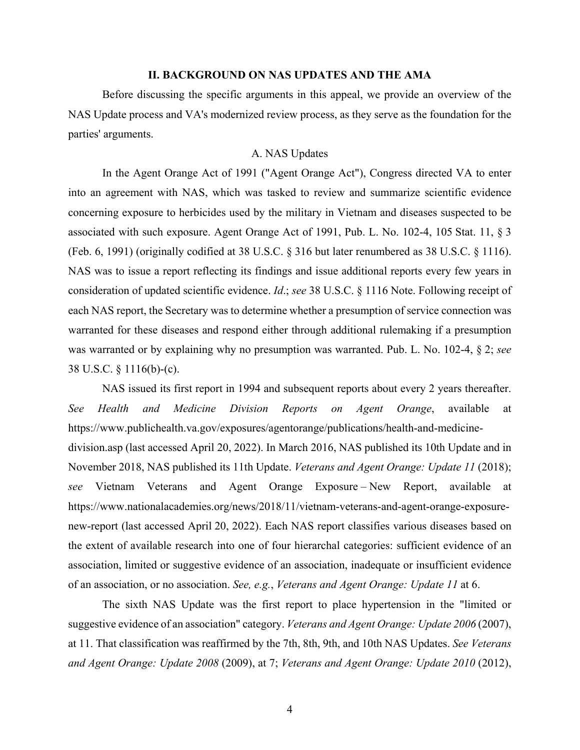## II. BACKGROUND ON NAS UPDATES AND THE AMA

Before discussing the specific arguments in this appeal, we provide an overview of the NAS Update process and VA's modernized review process, as they serve as the foundation for the parties' arguments.

### A. NAS Updates

In the Agent Orange Act of 1991 ("Agent Orange Act"), Congress directed VA to enter into an agreement with NAS, which was tasked to review and summarize scientific evidence concerning exposure to herbicides used by the military in Vietnam and diseases suspected to be associated with such exposure. Agent Orange Act of 1991, Pub. L. No. 102-4, 105 Stat. 11, § 3 (Feb. 6, 1991) (originally codified at 38 U.S.C. § 316 but later renumbered as 38 U.S.C. § 1116). NAS was to issue a report reflecting its findings and issue additional reports every few years in consideration of updated scientific evidence. *Id*.; *see* 38 U.S.C. § 1116 Note. Following receipt of each NAS report, the Secretary was to determine whether a presumption of service connection was warranted for these diseases and respond either through additional rulemaking if a presumption was warranted or by explaining why no presumption was warranted. Pub. L. No. 102-4, § 2; *see* 38 U.S.C. § 1116(b)-(c).

NAS issued its first report in 1994 and subsequent reports about every 2 years thereafter. *See Health and Medicine Division Reports on Agent Orange*, available at https://www.publichealth.va.gov/exposures/agentorange/publications/health-and-medicine-division.asp (last accessed April 20, 2022). In March 2016, NAS published its 10th Update and in November 2018, NAS published its 11th Update. *Veterans and Agent Orange: Update 11* (2018); *see* Vietnam Veterans and Agent Orange Exposure – New Report, available at https://www.nationalacademies.org/news/2018/11/vietnam-veterans-and-agent-orange-exposure-new-report (last accessed April 20, 2022). Each NAS report classifies various diseases based on the extent of available research into one of four hierarchal categories: sufficient evidence of an association, limited or suggestive evidence of an association, inadequate or insufficient evidence of an association, or no association. *See, e.g.*, *Veterans and Agent Orange: Update 11* at 6.

The sixth NAS Update was the first report to place hypertension in the "limited or suggestive evidence of an association" category. *Veterans and Agent Orange: Update 2006* (2007), at 11. That classification was reaffirmed by the 7th, 8th, 9th, and 10th NAS Updates. *See Veterans and Agent Orange: Update 2008* (2009), at 7; *Veterans and Agent Orange: Update 2010* (2012),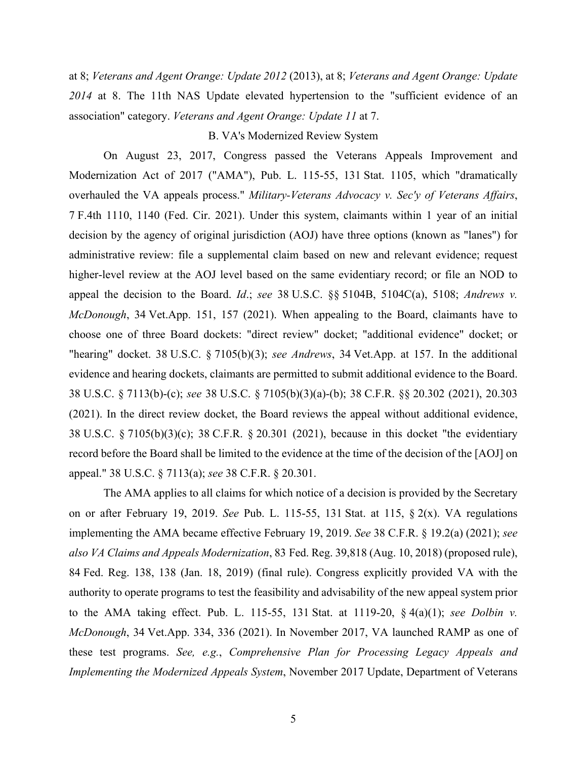at 8; *Veterans and Agent Orange: Update 2012* (2013), at 8; *Veterans and Agent Orange: Update 2014* at 8. The 11th NAS Update elevated hypertension to the "sufficient evidence of an association" category. *Veterans and Agent Orange: Update 11* at 7.

B. VA's Modernized Review System

On August 23, 2017, Congress passed the Veterans Appeals Improvement and Modernization Act of 2017 ("AMA"), Pub. L. 115-55, 131 Stat. 1105, which "dramatically overhauled the VA appeals process." *Military-Veterans Advocacy v. Sec'y of Veterans Affairs*, 7 F.4th 1110, 1140 (Fed. Cir. 2021). Under this system, claimants within 1 year of an initial decision by the agency of original jurisdiction (AOJ) have three options (known as "lanes") for administrative review: file a supplemental claim based on new and relevant evidence; request higher-level review at the AOJ level based on the same evidentiary record; or file an NOD to appeal the decision to the Board. *Id*.; *see* 38 U.S.C. §§ 5104B, 5104C(a), 5108; *Andrews v. McDonough*, 34 Vet.App. 151, 157 (2021). When appealing to the Board, claimants have to choose one of three Board dockets: "direct review" docket; "additional evidence" docket; or "hearing" docket. 38 U.S.C. § 7105(b)(3); *see Andrews*, 34 Vet.App. at 157. In the additional evidence and hearing dockets, claimants are permitted to submit additional evidence to the Board. 38 U.S.C. § 7113(b)-(c); *see* 38 U.S.C. § 7105(b)(3)(a)-(b); 38 C.F.R. §§ 20.302 (2021), 20.303 (2021). In the direct review docket, the Board reviews the appeal without additional evidence, 38 U.S.C. § 7105(b)(3)(c); 38 C.F.R. § 20.301 (2021), because in this docket "the evidentiary record before the Board shall be limited to the evidence at the time of the decision of the [AOJ] on appeal." 38 U.S.C. § 7113(a); *see* 38 C.F.R. § 20.301.

The AMA applies to all claims for which notice of a decision is provided by the Secretary on or after February 19, 2019. *See* Pub. L. 115-55, 131 Stat. at 115, § 2(x). VA regulations implementing the AMA became effective February 19, 2019. *See* 38 C.F.R. § 19.2(a) (2021); *see also VA Claims and Appeals Modernization*, 83 Fed. Reg. 39,818 (Aug. 10, 2018) (proposed rule), 84 Fed. Reg. 138, 138 (Jan. 18, 2019) (final rule). Congress explicitly provided VA with the authority to operate programs to test the feasibility and advisability of the new appeal system prior to the AMA taking effect. Pub. L. 115-55, 131 Stat. at 1119-20, § 4(a)(1); *see Dolbin v. McDonough*, 34 Vet.App. 334, 336 (2021). In November 2017, VA launched RAMP as one of these test programs. *See, e.g.*, *Comprehensive Plan for Processing Legacy Appeals and Implementing the Modernized Appeals System*, November 2017 Update, Department of Veterans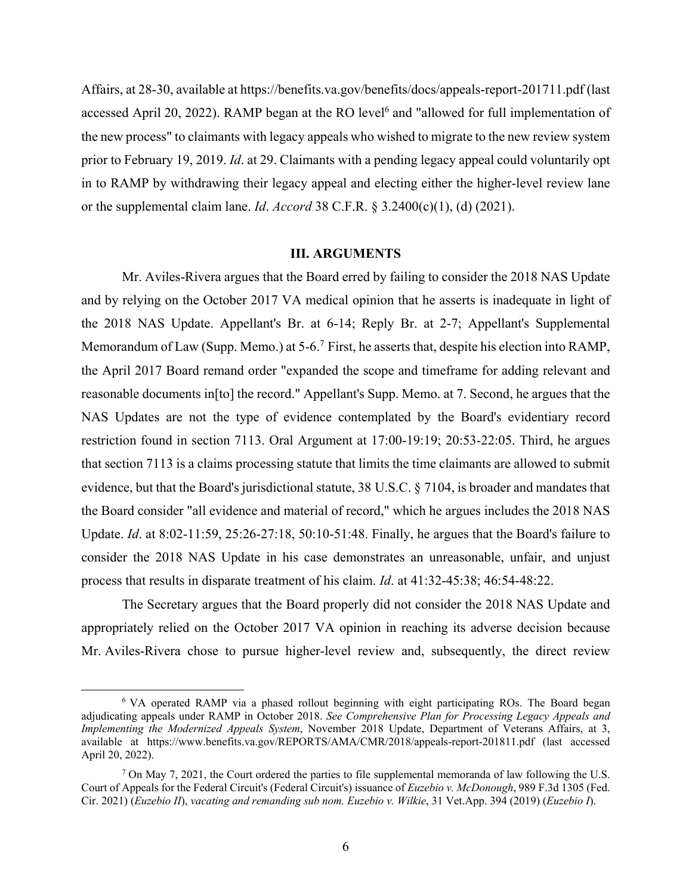Affairs, at 28-30, available at https://benefits.va.gov/benefits/docs/appeals-report-201711.pdf (last accessed April 20, 2022). RAMP began at the RO level[6] and "allowed for full implementation of the new process" to claimants with legacy appeals who wished to migrate to the new review system prior to February 19, 2019. *Id*. at 29. Claimants with a pending legacy appeal could voluntarily opt in to RAMP by withdrawing their legacy appeal and electing either the higher-level review lane or the supplemental claim lane. *Id*. *Accord* 38 C.F.R. § 3.2400(c)(1), (d) (2021).

## III. ARGUMENTS

Mr. Aviles-Rivera argues that the Board erred by failing to consider the 2018 NAS Update and by relying on the October 2017 VA medical opinion that he asserts is inadequate in light of the 2018 NAS Update. Appellant's Br. at 6-14; Reply Br. at 2-7; Appellant's Supplemental Memorandum of Law (Supp. Memo.) at 5-6.[7] First, he asserts that, despite his election into RAMP, the April 2017 Board remand order "expanded the scope and timeframe for adding relevant and reasonable documents in[to] the record." Appellant's Supp. Memo. at 7. Second, he argues that the NAS Updates are not the type of evidence contemplated by the Board's evidentiary record restriction found in section 7113. Oral Argument at 17:00-19:19; 20:53-22:05. Third, he argues that section 7113 is a claims processing statute that limits the time claimants are allowed to submit evidence, but that the Board's jurisdictional statute, 38 U.S.C. § 7104, is broader and mandates that the Board consider "all evidence and material of record," which he argues includes the 2018 NAS Update. *Id*. at 8:02-11:59, 25:26-27:18, 50:10-51:48. Finally, he argues that the Board's failure to consider the 2018 NAS Update in his case demonstrates an unreasonable, unfair, and unjust process that results in disparate treatment of his claim. *Id*. at 41:32-45:38; 46:54-48:22.

The Secretary argues that the Board properly did not consider the 2018 NAS Update and appropriately relied on the October 2017 VA opinion in reaching its adverse decision because Mr. Aviles-Rivera chose to pursue higher-level review and, subsequently, the direct review

---

[6] VA operated RAMP via a phased rollout beginning with eight participating ROs. The Board began adjudicating appeals under RAMP in October 2018. *See Comprehensive Plan for Processing Legacy Appeals and Implementing the Modernized Appeals System*, November 2018 Update, Department of Veterans Affairs, at 3, available at https://www.benefits.va.gov/REPORTS/AMA/CMR/2018/appeals-report-201811.pdf (last accessed April 20, 2022).

[7] On May 7, 2021, the Court ordered the parties to file supplemental memoranda of law following the U.S. Court of Appeals for the Federal Circuit's (Federal Circuit's) issuance of *Euzebio v. McDonough*, 989 F.3d 1305 (Fed. Cir. 2021) (*Euzebio II*), *vacating and remanding sub nom. Euzebio v. Wilkie*, 31 Vet.App. 394 (2019) (*Euzebio I*).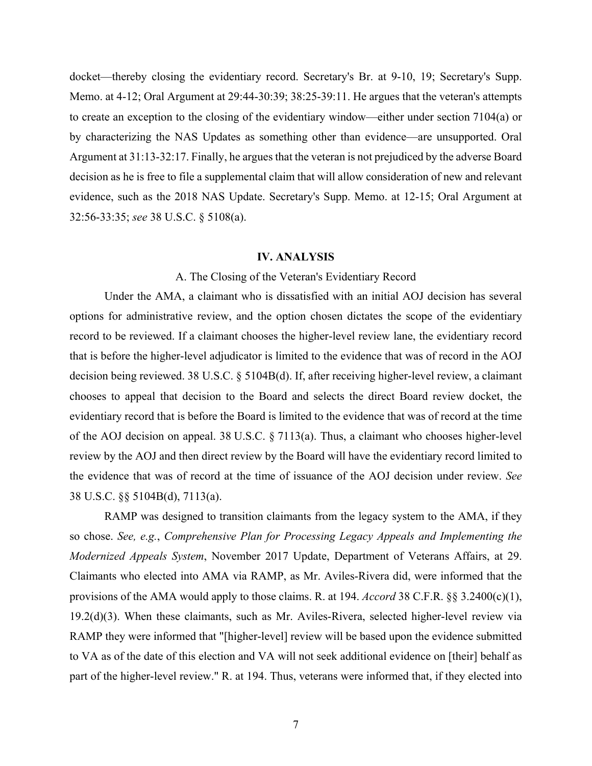docket—thereby closing the evidentiary record. Secretary's Br. at 9-10, 19; Secretary's Supp. Memo. at 4-12; Oral Argument at 29:44-30:39; 38:25-39:11. He argues that the veteran's attempts to create an exception to the closing of the evidentiary window—either under section 7104(a) or by characterizing the NAS Updates as something other than evidence—are unsupported. Oral Argument at 31:13-32:17. Finally, he argues that the veteran is not prejudiced by the adverse Board decision as he is free to file a supplemental claim that will allow consideration of new and relevant evidence, such as the 2018 NAS Update. Secretary's Supp. Memo. at 12-15; Oral Argument at 32:56-33:35; *see* 38 U.S.C. § 5108(a).

## IV. ANALYSIS

### A. The Closing of the Veteran's Evidentiary Record

Under the AMA, a claimant who is dissatisfied with an initial AOJ decision has several options for administrative review, and the option chosen dictates the scope of the evidentiary record to be reviewed. If a claimant chooses the higher-level review lane, the evidentiary record that is before the higher-level adjudicator is limited to the evidence that was of record in the AOJ decision being reviewed. 38 U.S.C. § 5104B(d). If, after receiving higher-level review, a claimant chooses to appeal that decision to the Board and selects the direct Board review docket, the evidentiary record that is before the Board is limited to the evidence that was of record at the time of the AOJ decision on appeal. 38 U.S.C. § 7113(a). Thus, a claimant who chooses higher-level review by the AOJ and then direct review by the Board will have the evidentiary record limited to the evidence that was of record at the time of issuance of the AOJ decision under review. *See* 38 U.S.C. §§ 5104B(d), 7113(a).

RAMP was designed to transition claimants from the legacy system to the AMA, if they so chose. *See, e.g.*, *Comprehensive Plan for Processing Legacy Appeals and Implementing the Modernized Appeals System*, November 2017 Update, Department of Veterans Affairs, at 29. Claimants who elected into AMA via RAMP, as Mr. Aviles-Rivera did, were informed that the provisions of the AMA would apply to those claims. R. at 194. *Accord* 38 C.F.R. §§ 3.2400(c)(1), 19.2(d)(3). When these claimants, such as Mr. Aviles-Rivera, selected higher-level review via RAMP they were informed that "[higher-level] review will be based upon the evidence submitted to VA as of the date of this election and VA will not seek additional evidence on [their] behalf as part of the higher-level review." R. at 194. Thus, veterans were informed that, if they elected into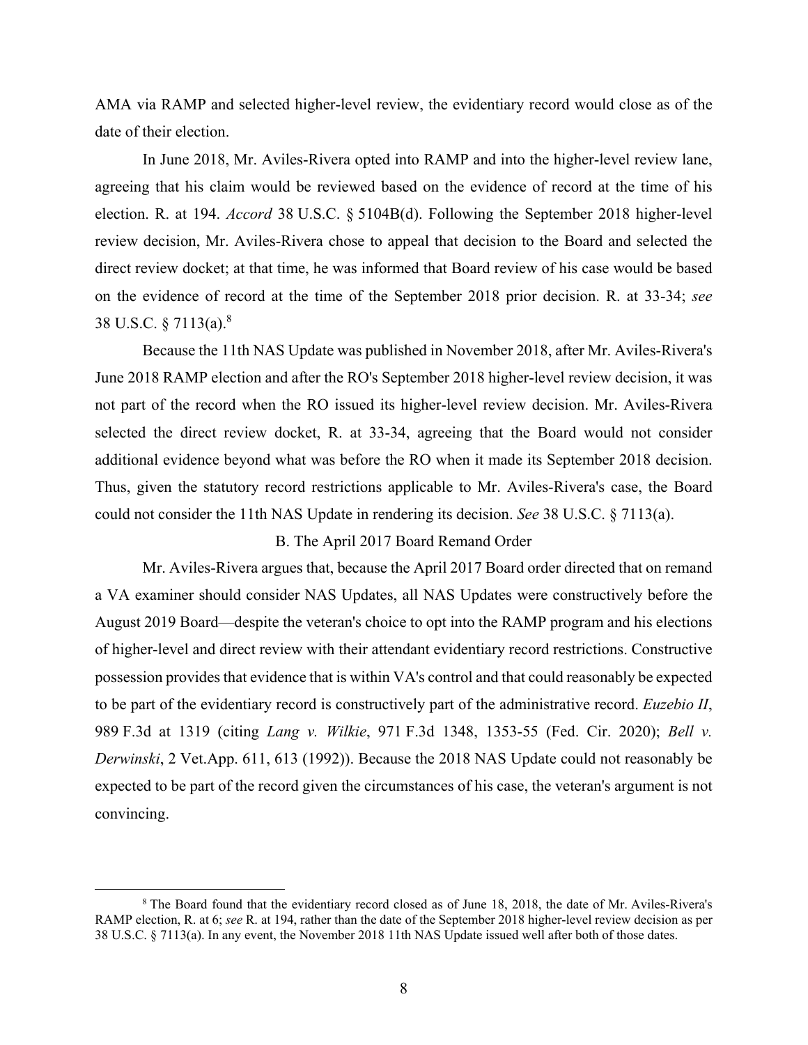AMA via RAMP and selected higher-level review, the evidentiary record would close as of the date of their election.

In June 2018, Mr. Aviles-Rivera opted into RAMP and into the higher-level review lane, agreeing that his claim would be reviewed based on the evidence of record at the time of his election. R. at 194. *Accord* 38 U.S.C. § 5104B(d). Following the September 2018 higher-level review decision, Mr. Aviles-Rivera chose to appeal that decision to the Board and selected the direct review docket; at that time, he was informed that Board review of his case would be based on the evidence of record at the time of the September 2018 prior decision. R. at 33-34; *see* 38 U.S.C. § 7113(a).[8]

Because the 11th NAS Update was published in November 2018, after Mr. Aviles-Rivera's June 2018 RAMP election and after the RO's September 2018 higher-level review decision, it was not part of the record when the RO issued its higher-level review decision. Mr. Aviles-Rivera selected the direct review docket, R. at 33-34, agreeing that the Board would not consider additional evidence beyond what was before the RO when it made its September 2018 decision. Thus, given the statutory record restrictions applicable to Mr. Aviles-Rivera's case, the Board could not consider the 11th NAS Update in rendering its decision. *See* 38 U.S.C. § 7113(a).

B. The April 2017 Board Remand Order

Mr. Aviles-Rivera argues that, because the April 2017 Board order directed that on remand a VA examiner should consider NAS Updates, all NAS Updates were constructively before the August 2019 Board—despite the veteran's choice to opt into the RAMP program and his elections of higher-level and direct review with their attendant evidentiary record restrictions. Constructive possession provides that evidence that is within VA's control and that could reasonably be expected to be part of the evidentiary record is constructively part of the administrative record. *Euzebio II*, 989 F.3d at 1319 (citing *Lang v. Wilkie*, 971 F.3d 1348, 1353-55 (Fed. Cir. 2020); *Bell v. Derwinski*, 2 Vet.App. 611, 613 (1992)). Because the 2018 NAS Update could not reasonably be expected to be part of the record given the circumstances of his case, the veteran's argument is not convincing.

[8] The Board found that the evidentiary record closed as of June 18, 2018, the date of Mr. Aviles-Rivera's RAMP election, R. at 6; *see* R. at 194, rather than the date of the September 2018 higher-level review decision as per 38 U.S.C. § 7113(a). In any event, the November 2018 11th NAS Update issued well after both of those dates.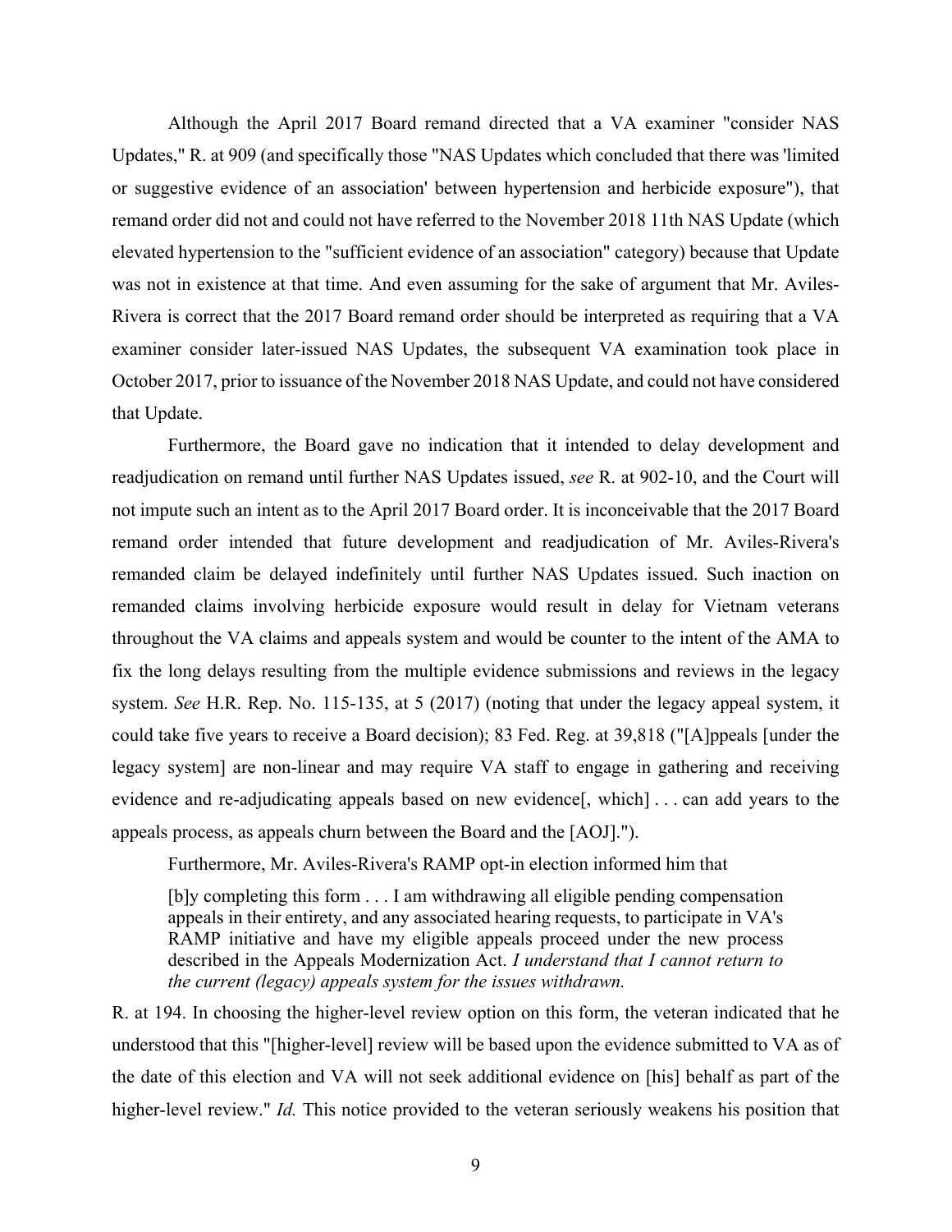Although the April 2017 Board remand directed that a VA examiner "consider NAS Updates," R. at 909 (and specifically those "NAS Updates which concluded that there was 'limited or suggestive evidence of an association' between hypertension and herbicide exposure"), that remand order did not and could not have referred to the November 2018 11th NAS Update (which elevated hypertension to the "sufficient evidence of an association" category) because that Update was not in existence at that time. And even assuming for the sake of argument that Mr. Aviles-Rivera is correct that the 2017 Board remand order should be interpreted as requiring that a VA examiner consider later-issued NAS Updates, the subsequent VA examination took place in October 2017, prior to issuance of the November 2018 NAS Update, and could not have considered that Update.

Furthermore, the Board gave no indication that it intended to delay development and readjudication on remand until further NAS Updates issued, *see* R. at 902-10, and the Court will not impute such an intent as to the April 2017 Board order. It is inconceivable that the 2017 Board remand order intended that future development and readjudication of Mr. Aviles-Rivera's remanded claim be delayed indefinitely until further NAS Updates issued. Such inaction on remanded claims involving herbicide exposure would result in delay for Vietnam veterans throughout the VA claims and appeals system and would be counter to the intent of the AMA to fix the long delays resulting from the multiple evidence submissions and reviews in the legacy system. *See* H.R. Rep. No. 115-135, at 5 (2017) (noting that under the legacy appeal system, it could take five years to receive a Board decision); 83 Fed. Reg. at 39,818 ("[A]ppeals [under the legacy system] are non-linear and may require VA staff to engage in gathering and receiving evidence and re-adjudicating appeals based on new evidence[, which] . . . can add years to the appeals process, as appeals churn between the Board and the [AOJ].").

Furthermore, Mr. Aviles-Rivera's RAMP opt-in election informed him that

> [b]y completing this form . . . I am withdrawing all eligible pending compensation appeals in their entirety, and any associated hearing requests, to participate in VA's RAMP initiative and have my eligible appeals proceed under the new process described in the Appeals Modernization Act. *I understand that I cannot return to the current (legacy) appeals system for the issues withdrawn.*

R. at 194. In choosing the higher-level review option on this form, the veteran indicated that he understood that this "[higher-level] review will be based upon the evidence submitted to VA as of the date of this election and VA will not seek additional evidence on [his] behalf as part of the higher-level review." *Id.* This notice provided to the veteran seriously weakens his position that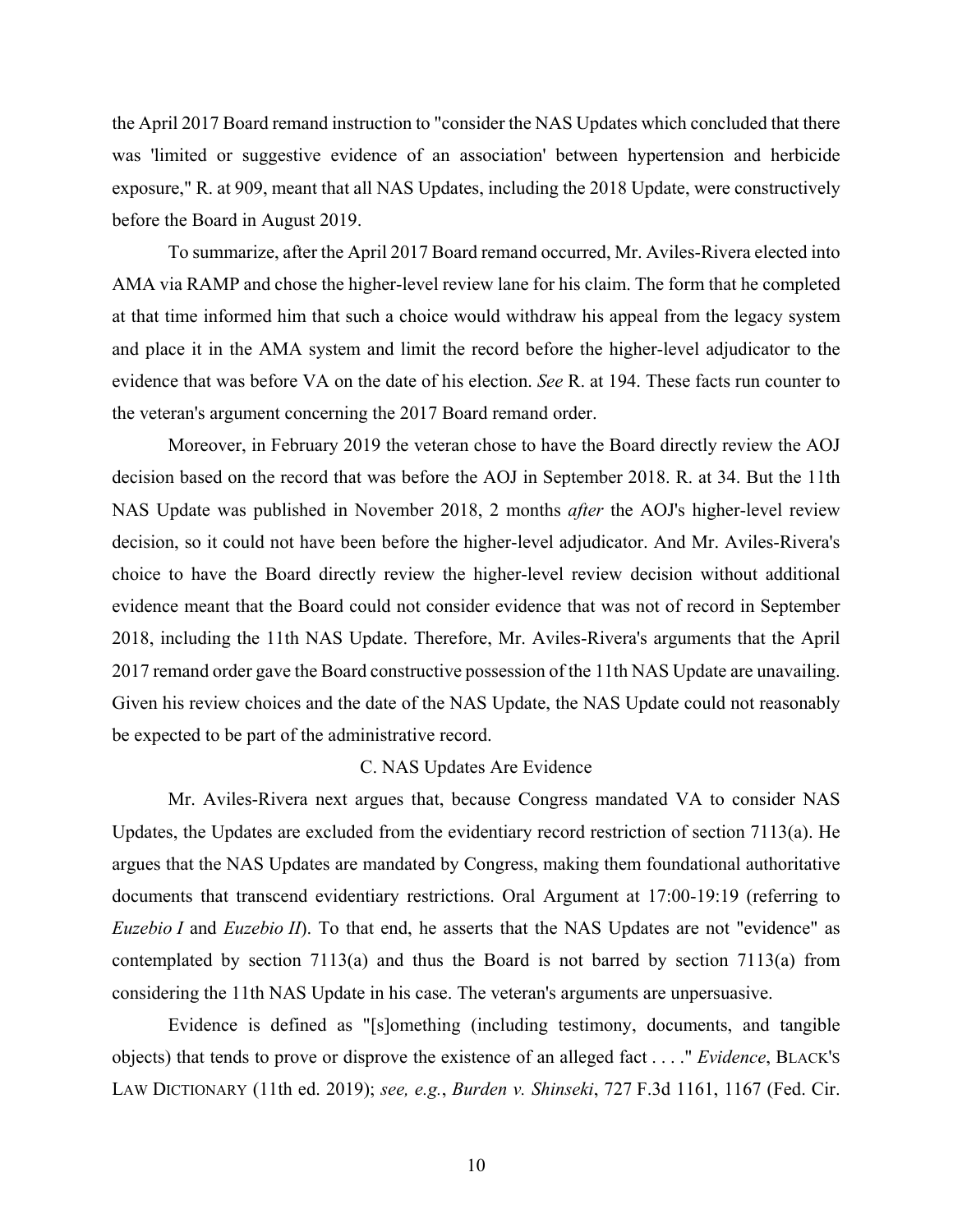the April 2017 Board remand instruction to "consider the NAS Updates which concluded that there was 'limited or suggestive evidence of an association' between hypertension and herbicide exposure," R. at 909, meant that all NAS Updates, including the 2018 Update, were constructively before the Board in August 2019.

To summarize, after the April 2017 Board remand occurred, Mr. Aviles-Rivera elected into AMA via RAMP and chose the higher-level review lane for his claim. The form that he completed at that time informed him that such a choice would withdraw his appeal from the legacy system and place it in the AMA system and limit the record before the higher-level adjudicator to the evidence that was before VA on the date of his election. *See* R. at 194. These facts run counter to the veteran's argument concerning the 2017 Board remand order.

Moreover, in February 2019 the veteran chose to have the Board directly review the AOJ decision based on the record that was before the AOJ in September 2018. R. at 34. But the 11th NAS Update was published in November 2018, 2 months *after* the AOJ's higher-level review decision, so it could not have been before the higher-level adjudicator. And Mr. Aviles-Rivera's choice to have the Board directly review the higher-level review decision without additional evidence meant that the Board could not consider evidence that was not of record in September 2018, including the 11th NAS Update. Therefore, Mr. Aviles-Rivera's arguments that the April 2017 remand order gave the Board constructive possession of the 11th NAS Update are unavailing. Given his review choices and the date of the NAS Update, the NAS Update could not reasonably be expected to be part of the administrative record.

### C. NAS Updates Are Evidence

Mr. Aviles-Rivera next argues that, because Congress mandated VA to consider NAS Updates, the Updates are excluded from the evidentiary record restriction of section 7113(a). He argues that the NAS Updates are mandated by Congress, making them foundational authoritative documents that transcend evidentiary restrictions. Oral Argument at 17:00-19:19 (referring to *Euzebio I* and *Euzebio II*). To that end, he asserts that the NAS Updates are not "evidence" as contemplated by section 7113(a) and thus the Board is not barred by section 7113(a) from considering the 11th NAS Update in his case. The veteran's arguments are unpersuasive.

Evidence is defined as "[s]omething (including testimony, documents, and tangible objects) that tends to prove or disprove the existence of an alleged fact . . . ." *Evidence*, BLACK'S LAW DICTIONARY (11th ed. 2019); *see, e.g.*, *Burden v. Shinseki*, 727 F.3d 1161, 1167 (Fed. Cir.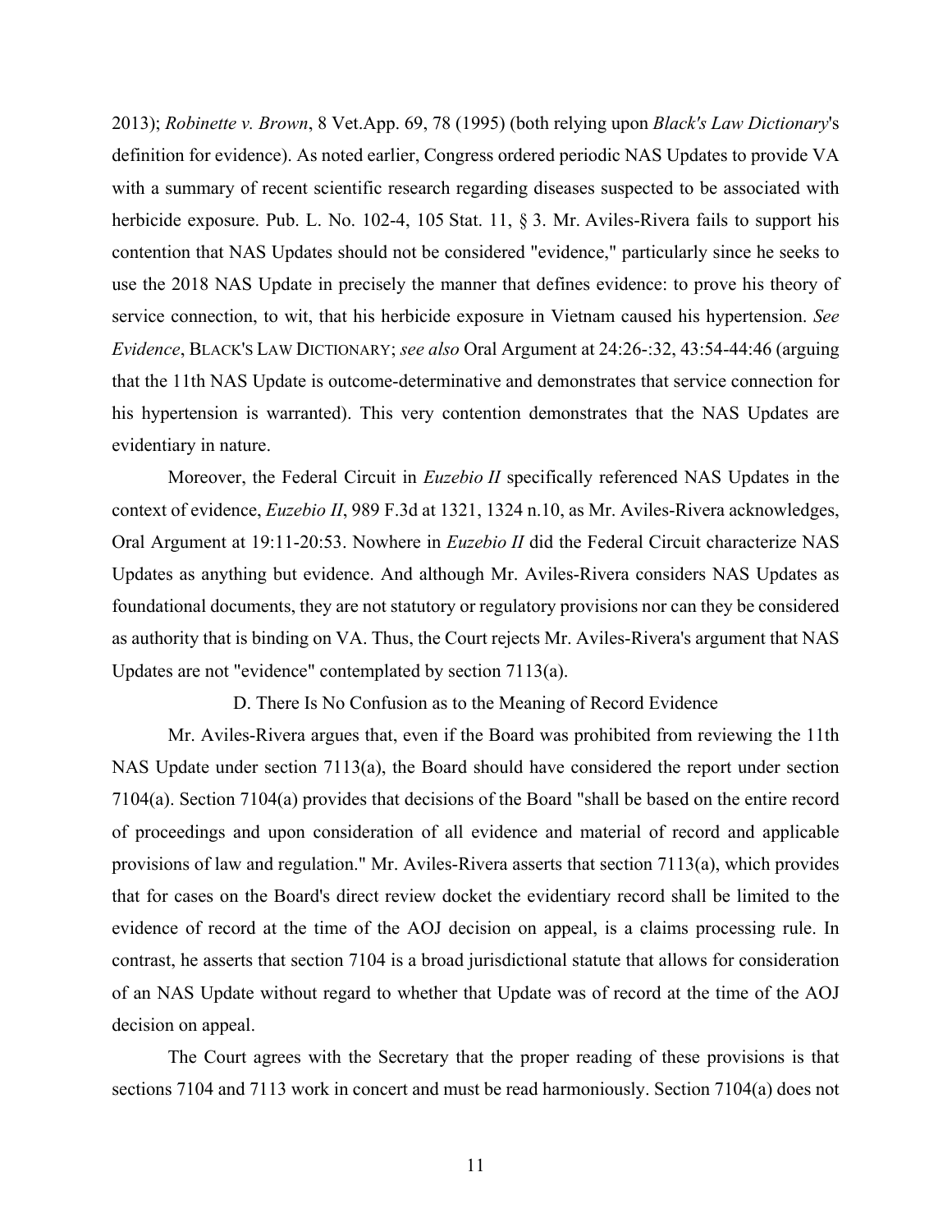2013); *Robinette v. Brown*, 8 Vet.App. 69, 78 (1995) (both relying upon *Black's Law Dictionary*'s definition for evidence). As noted earlier, Congress ordered periodic NAS Updates to provide VA with a summary of recent scientific research regarding diseases suspected to be associated with herbicide exposure. Pub. L. No. 102-4, 105 Stat. 11, § 3. Mr. Aviles-Rivera fails to support his contention that NAS Updates should not be considered "evidence," particularly since he seeks to use the 2018 NAS Update in precisely the manner that defines evidence: to prove his theory of service connection, to wit, that his herbicide exposure in Vietnam caused his hypertension. *See Evidence*, BLACK'S LAW DICTIONARY; *see also* Oral Argument at 24:26-:32, 43:54-44:46 (arguing that the 11th NAS Update is outcome-determinative and demonstrates that service connection for his hypertension is warranted). This very contention demonstrates that the NAS Updates are evidentiary in nature.

Moreover, the Federal Circuit in *Euzebio II* specifically referenced NAS Updates in the context of evidence, *Euzebio II*, 989 F.3d at 1321, 1324 n.10, as Mr. Aviles-Rivera acknowledges, Oral Argument at 19:11-20:53. Nowhere in *Euzebio II* did the Federal Circuit characterize NAS Updates as anything but evidence. And although Mr. Aviles-Rivera considers NAS Updates as foundational documents, they are not statutory or regulatory provisions nor can they be considered as authority that is binding on VA. Thus, the Court rejects Mr. Aviles-Rivera's argument that NAS Updates are not "evidence" contemplated by section 7113(a).

### D. There Is No Confusion as to the Meaning of Record Evidence

Mr. Aviles-Rivera argues that, even if the Board was prohibited from reviewing the 11th NAS Update under section 7113(a), the Board should have considered the report under section 7104(a). Section 7104(a) provides that decisions of the Board "shall be based on the entire record of proceedings and upon consideration of all evidence and material of record and applicable provisions of law and regulation." Mr. Aviles-Rivera asserts that section 7113(a), which provides that for cases on the Board's direct review docket the evidentiary record shall be limited to the evidence of record at the time of the AOJ decision on appeal, is a claims processing rule. In contrast, he asserts that section 7104 is a broad jurisdictional statute that allows for consideration of an NAS Update without regard to whether that Update was of record at the time of the AOJ decision on appeal.

The Court agrees with the Secretary that the proper reading of these provisions is that sections 7104 and 7113 work in concert and must be read harmoniously. Section 7104(a) does not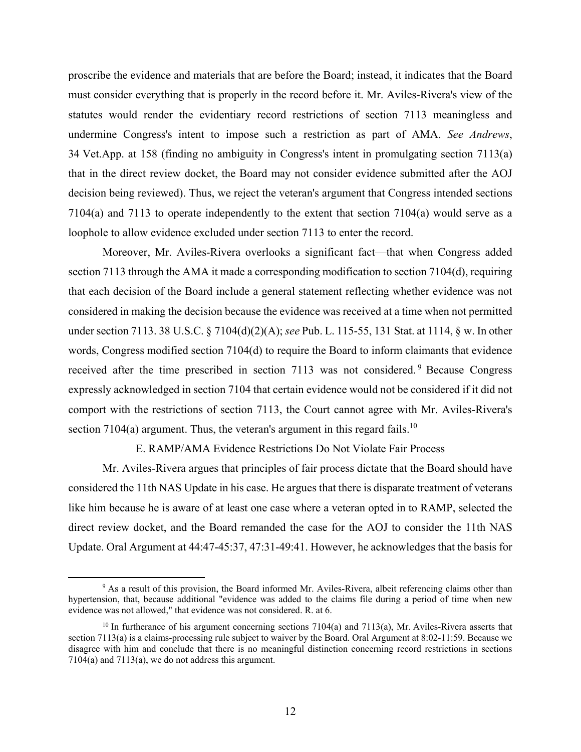proscribe the evidence and materials that are before the Board; instead, it indicates that the Board must consider everything that is properly in the record before it. Mr. Aviles-Rivera's view of the statutes would render the evidentiary record restrictions of section 7113 meaningless and undermine Congress's intent to impose such a restriction as part of AMA. *See Andrews*, 34 Vet.App. at 158 (finding no ambiguity in Congress's intent in promulgating section 7113(a) that in the direct review docket, the Board may not consider evidence submitted after the AOJ decision being reviewed). Thus, we reject the veteran's argument that Congress intended sections 7104(a) and 7113 to operate independently to the extent that section 7104(a) would serve as a loophole to allow evidence excluded under section 7113 to enter the record.

Moreover, Mr. Aviles-Rivera overlooks a significant fact—that when Congress added section 7113 through the AMA it made a corresponding modification to section 7104(d), requiring that each decision of the Board include a general statement reflecting whether evidence was not considered in making the decision because the evidence was received at a time when not permitted under section 7113. 38 U.S.C. § 7104(d)(2)(A); *see* Pub. L. 115-55, 131 Stat. at 1114, § w. In other words, Congress modified section 7104(d) to require the Board to inform claimants that evidence received after the time prescribed in section 7113 was not considered.[9] Because Congress expressly acknowledged in section 7104 that certain evidence would not be considered if it did not comport with the restrictions of section 7113, the Court cannot agree with Mr. Aviles-Rivera's section 7104(a) argument. Thus, the veteran's argument in this regard fails.[10]

### E. RAMP/AMA Evidence Restrictions Do Not Violate Fair Process

Mr. Aviles-Rivera argues that principles of fair process dictate that the Board should have considered the 11th NAS Update in his case. He argues that there is disparate treatment of veterans like him because he is aware of at least one case where a veteran opted in to RAMP, selected the direct review docket, and the Board remanded the case for the AOJ to consider the 11th NAS Update. Oral Argument at 44:47-45:37, 47:31-49:41. However, he acknowledges that the basis for

---

[9] As a result of this provision, the Board informed Mr. Aviles-Rivera, albeit referencing claims other than hypertension, that, because additional "evidence was added to the claims file during a period of time when new evidence was not allowed," that evidence was not considered. R. at 6.

[10] In furtherance of his argument concerning sections 7104(a) and 7113(a), Mr. Aviles-Rivera asserts that section 7113(a) is a claims-processing rule subject to waiver by the Board. Oral Argument at 8:02-11:59. Because we disagree with him and conclude that there is no meaningful distinction concerning record restrictions in sections 7104(a) and 7113(a), we do not address this argument.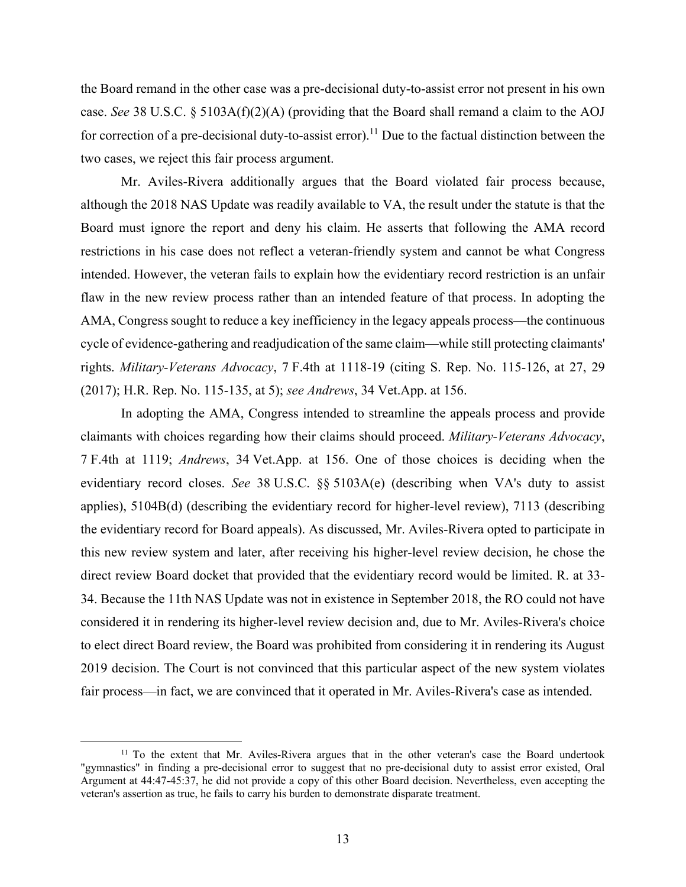the Board remand in the other case was a pre-decisional duty-to-assist error not present in his own case. *See* 38 U.S.C. § 5103A(f)(2)(A) (providing that the Board shall remand a claim to the AOJ for correction of a pre-decisional duty-to-assist error).[11] Due to the factual distinction between the two cases, we reject this fair process argument.

Mr. Aviles-Rivera additionally argues that the Board violated fair process because, although the 2018 NAS Update was readily available to VA, the result under the statute is that the Board must ignore the report and deny his claim. He asserts that following the AMA record restrictions in his case does not reflect a veteran-friendly system and cannot be what Congress intended. However, the veteran fails to explain how the evidentiary record restriction is an unfair flaw in the new review process rather than an intended feature of that process. In adopting the AMA, Congress sought to reduce a key inefficiency in the legacy appeals process—the continuous cycle of evidence-gathering and readjudication of the same claim—while still protecting claimants' rights. *Military-Veterans Advocacy*, 7 F.4th at 1118-19 (citing S. Rep. No. 115-126, at 27, 29 (2017); H.R. Rep. No. 115-135, at 5); *see Andrews*, 34 Vet.App. at 156.

In adopting the AMA, Congress intended to streamline the appeals process and provide claimants with choices regarding how their claims should proceed. *Military-Veterans Advocacy*, 7 F.4th at 1119; *Andrews*, 34 Vet.App. at 156. One of those choices is deciding when the evidentiary record closes. *See* 38 U.S.C. §§ 5103A(e) (describing when VA's duty to assist applies), 5104B(d) (describing the evidentiary record for higher-level review), 7113 (describing the evidentiary record for Board appeals). As discussed, Mr. Aviles-Rivera opted to participate in this new review system and later, after receiving his higher-level review decision, he chose the direct review Board docket that provided that the evidentiary record would be limited. R. at 33-34. Because the 11th NAS Update was not in existence in September 2018, the RO could not have considered it in rendering its higher-level review decision and, due to Mr. Aviles-Rivera's choice to elect direct Board review, the Board was prohibited from considering it in rendering its August 2019 decision. The Court is not convinced that this particular aspect of the new system violates fair process—in fact, we are convinced that it operated in Mr. Aviles-Rivera's case as intended.

---

[11] To the extent that Mr. Aviles-Rivera argues that in the other veteran's case the Board undertook "gymnastics" in finding a pre-decisional error to suggest that no pre-decisional duty to assist error existed, Oral Argument at 44:47-45:37, he did not provide a copy of this other Board decision. Nevertheless, even accepting the veteran's assertion as true, he fails to carry his burden to demonstrate disparate treatment.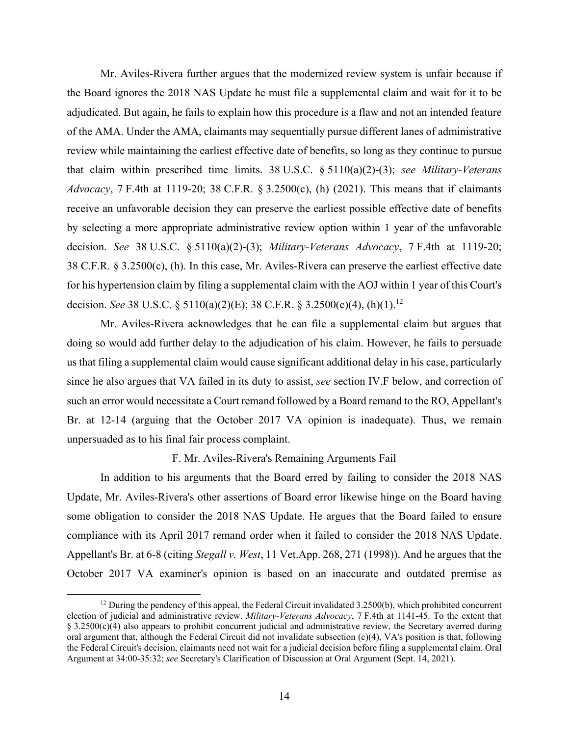Mr. Aviles-Rivera further argues that the modernized review system is unfair because if the Board ignores the 2018 NAS Update he must file a supplemental claim and wait for it to be adjudicated. But again, he fails to explain how this procedure is a flaw and not an intended feature of the AMA. Under the AMA, claimants may sequentially pursue different lanes of administrative review while maintaining the earliest effective date of benefits, so long as they continue to pursue that claim within prescribed time limits. 38 U.S.C. § 5110(a)(2)-(3); *see Military-Veterans Advocacy*, 7 F.4th at 1119-20; 38 C.F.R. § 3.2500(c), (h) (2021). This means that if claimants receive an unfavorable decision they can preserve the earliest possible effective date of benefits by selecting a more appropriate administrative review option within 1 year of the unfavorable decision. *See* 38 U.S.C. § 5110(a)(2)-(3); *Military-Veterans Advocacy*, 7 F.4th at 1119-20; 38 C.F.R. § 3.2500(c), (h). In this case, Mr. Aviles-Rivera can preserve the earliest effective date for his hypertension claim by filing a supplemental claim with the AOJ within 1 year of this Court's decision. *See* 38 U.S.C. § 5110(a)(2)(E); 38 C.F.R. § 3.2500(c)(4), (h)(1).[12]

Mr. Aviles-Rivera acknowledges that he can file a supplemental claim but argues that doing so would add further delay to the adjudication of his claim. However, he fails to persuade us that filing a supplemental claim would cause significant additional delay in his case, particularly since he also argues that VA failed in its duty to assist, *see* section IV.F below, and correction of such an error would necessitate a Court remand followed by a Board remand to the RO, Appellant's Br. at 12-14 (arguing that the October 2017 VA opinion is inadequate). Thus, we remain unpersuaded as to his final fair process complaint.

### F. Mr. Aviles-Rivera's Remaining Arguments Fail

In addition to his arguments that the Board erred by failing to consider the 2018 NAS Update, Mr. Aviles-Rivera's other assertions of Board error likewise hinge on the Board having some obligation to consider the 2018 NAS Update. He argues that the Board failed to ensure compliance with its April 2017 remand order when it failed to consider the 2018 NAS Update. Appellant's Br. at 6-8 (citing *Stegall v. West*, 11 Vet.App. 268, 271 (1998)). And he argues that the October 2017 VA examiner's opinion is based on an inaccurate and outdated premise as

---

[12] During the pendency of this appeal, the Federal Circuit invalidated 3.2500(b), which prohibited concurrent election of judicial and administrative review. *Military-Veterans Advocacy*, 7 F.4th at 1141-45. To the extent that § 3.2500(c)(4) also appears to prohibit concurrent judicial and administrative review, the Secretary averred during oral argument that, although the Federal Circuit did not invalidate subsection (c)(4), VA's position is that, following the Federal Circuit's decision, claimants need not wait for a judicial decision before filing a supplemental claim. Oral Argument at 34:00-35:32; *see* Secretary's Clarification of Discussion at Oral Argument (Sept. 14, 2021).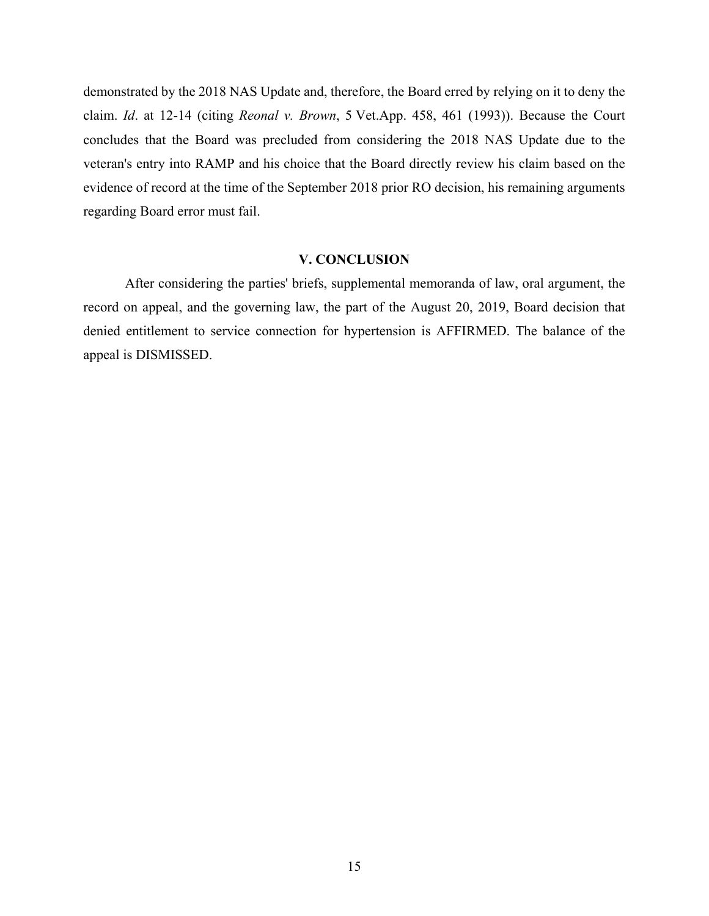demonstrated by the 2018 NAS Update and, therefore, the Board erred by relying on it to deny the claim. *Id*. at 12-14 (citing *Reonal v. Brown*, 5 Vet.App. 458, 461 (1993)). Because the Court concludes that the Board was precluded from considering the 2018 NAS Update due to the veteran's entry into RAMP and his choice that the Board directly review his claim based on the evidence of record at the time of the September 2018 prior RO decision, his remaining arguments regarding Board error must fail.

## V. CONCLUSION

After considering the parties' briefs, supplemental memoranda of law, oral argument, the record on appeal, and the governing law, the part of the August 20, 2019, Board decision that denied entitlement to service connection for hypertension is AFFIRMED. The balance of the appeal is DISMISSED.